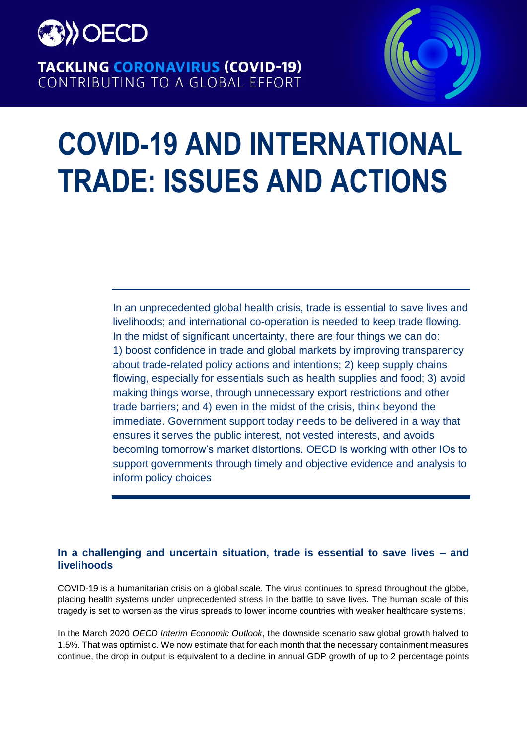OECD

TACKLING CORONAVIRUS (COVID-19)
CONTRIBUTING TO A GLOBAL EFFORT

# COVID-19 AND INTERNATIONAL TRADE: ISSUES AND ACTIONS

In an unprecedented global health crisis, trade is essential to save lives and livelihoods; and international co-operation is needed to keep trade flowing. In the midst of significant uncertainty, there are four things we can do: 1) boost confidence in trade and global markets by improving transparency about trade-related policy actions and intentions; 2) keep supply chains flowing, especially for essentials such as health supplies and food; 3) avoid making things worse, through unnecessary export restrictions and other trade barriers; and 4) even in the midst of the crisis, think beyond the immediate. Government support today needs to be delivered in a way that ensures it serves the public interest, not vested interests, and avoids becoming tomorrow's market distortions. OECD is working with other IOs to support governments through timely and objective evidence and analysis to inform policy choices

## In a challenging and uncertain situation, trade is essential to save lives – and livelihoods

COVID-19 is a humanitarian crisis on a global scale. The virus continues to spread throughout the globe, placing health systems under unprecedented stress in the battle to save lives. The human scale of this tragedy is set to worsen as the virus spreads to lower income countries with weaker healthcare systems.

In the March 2020 *OECD Interim Economic Outlook*, the downside scenario saw global growth halved to 1.5%. That was optimistic. We now estimate that for each month that the necessary containment measures continue, the drop in output is equivalent to a decline in annual GDP growth of up to 2 percentage points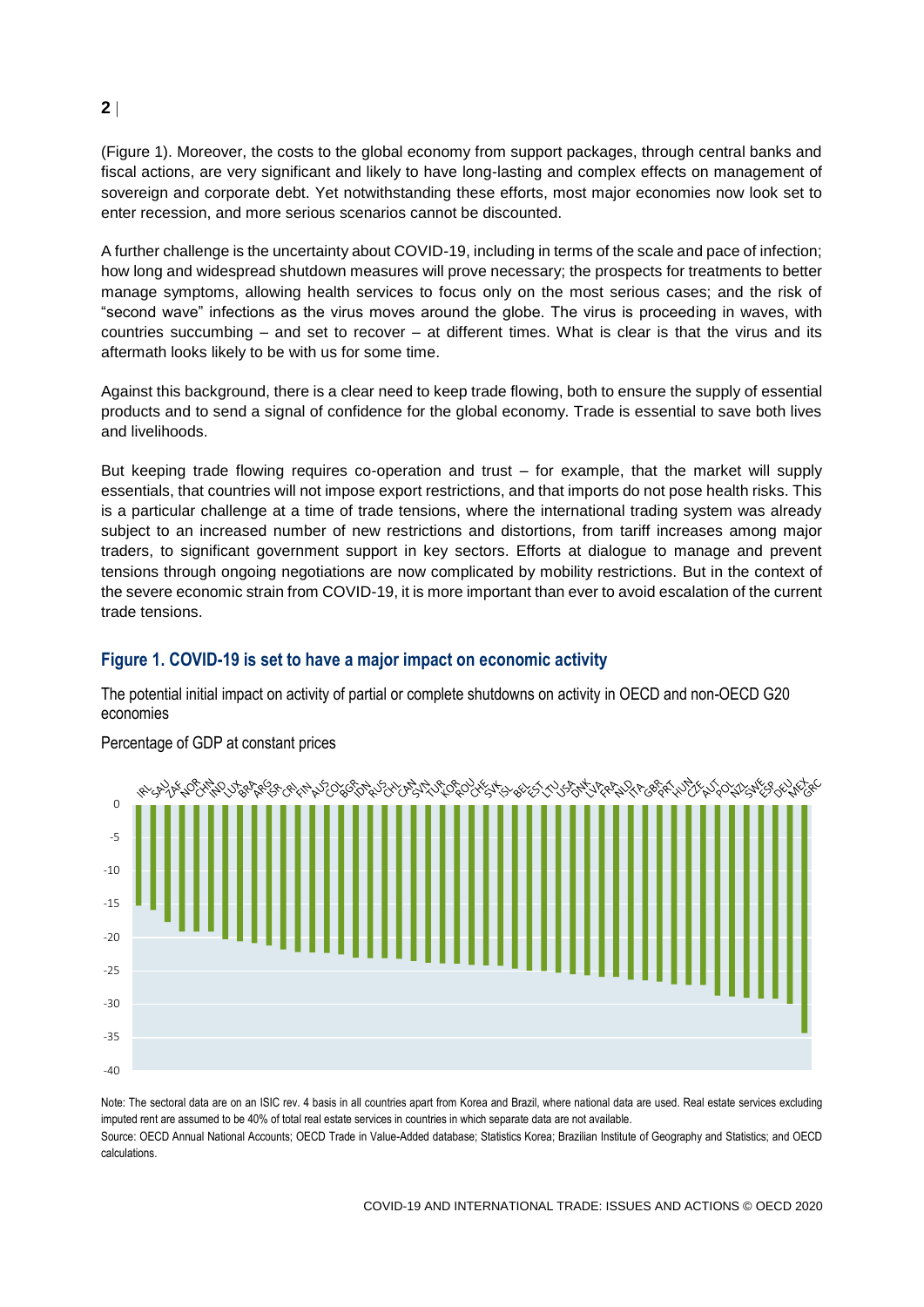(Figure 1). Moreover, the costs to the global economy from support packages, through central banks and fiscal actions, are very significant and likely to have long-lasting and complex effects on management of sovereign and corporate debt. Yet notwithstanding these efforts, most major economies now look set to enter recession, and more serious scenarios cannot be discounted.

A further challenge is the uncertainty about COVID-19, including in terms of the scale and pace of infection; how long and widespread shutdown measures will prove necessary; the prospects for treatments to better manage symptoms, allowing health services to focus only on the most serious cases; and the risk of "second wave" infections as the virus moves around the globe. The virus is proceeding in waves, with countries succumbing – and set to recover – at different times. What is clear is that the virus and its aftermath looks likely to be with us for some time.

Against this background, there is a clear need to keep trade flowing, both to ensure the supply of essential products and to send a signal of confidence for the global economy. Trade is essential to save both lives and livelihoods.

But keeping trade flowing requires co-operation and trust – for example, that the market will supply essentials, that countries will not impose export restrictions, and that imports do not pose health risks. This is a particular challenge at a time of trade tensions, where the international trading system was already subject to an increased number of new restrictions and distortions, from tariff increases among major traders, to significant government support in key sectors. Efforts at dialogue to manage and prevent tensions through ongoing negotiations are now complicated by mobility restrictions. But in the context of the severe economic strain from COVID-19, it is more important than ever to avoid escalation of the current trade tensions.

## Figure 1. COVID-19 is set to have a major impact on economic activity

The potential initial impact on activity of partial or complete shutdowns on activity in OECD and non-OECD G20 economies

Percentage of GDP at constant prices

Note: The sectoral data are on an ISIC rev. 4 basis in all countries apart from Korea and Brazil, where national data are used. Real estate services excluding imputed rent are assumed to be 40% of total real estate services in countries in which separate data are not available.

Source: OECD Annual National Accounts; OECD Trade in Value-Added database; Statistics Korea; Brazilian Institute of Geography and Statistics; and OECD calculations.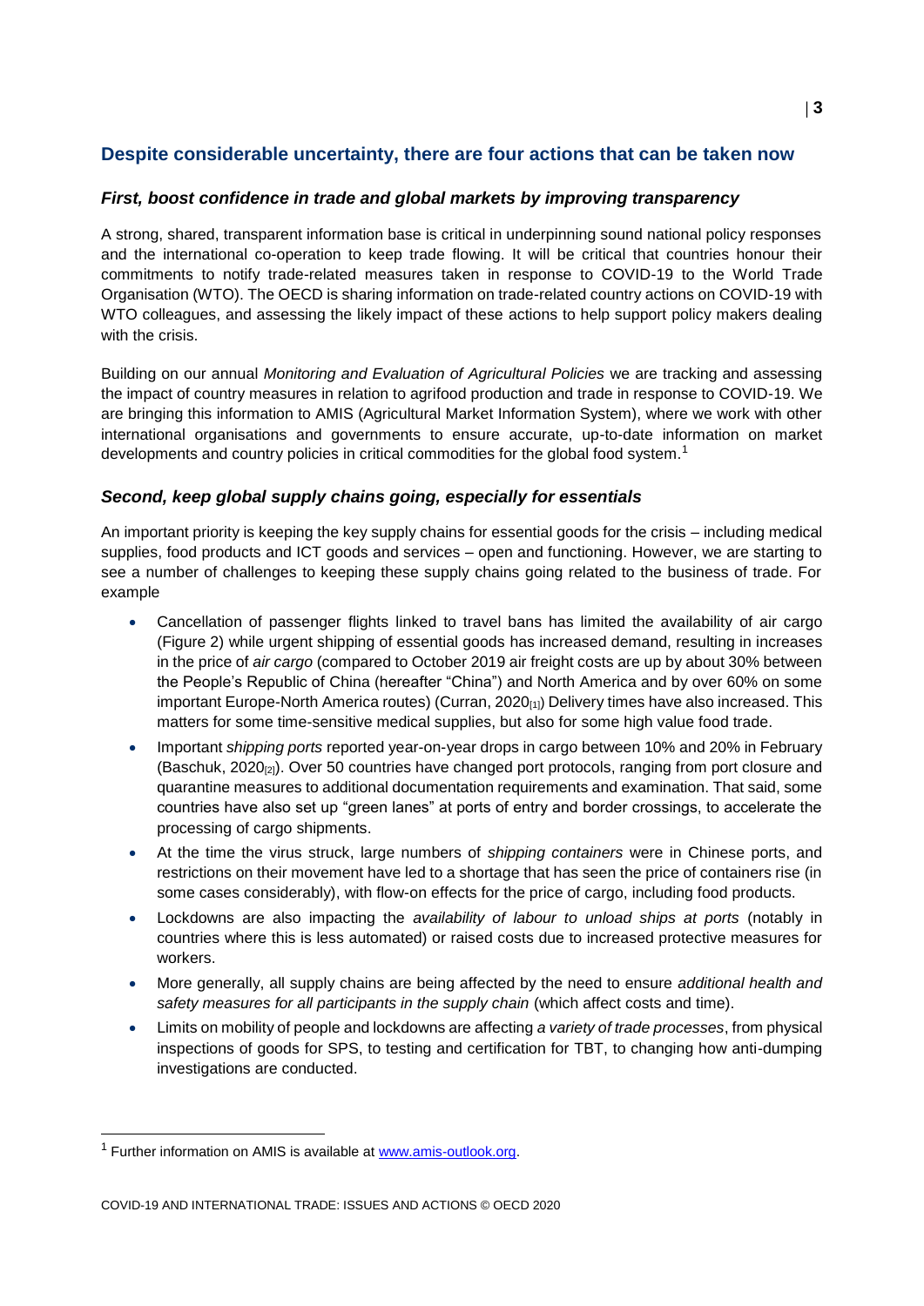## Despite considerable uncertainty, there are four actions that can be taken now

### *First, boost confidence in trade and global markets by improving transparency*

A strong, shared, transparent information base is critical in underpinning sound national policy responses and the international co-operation to keep trade flowing. It will be critical that countries honour their commitments to notify trade-related measures taken in response to COVID-19 to the World Trade Organisation (WTO). The OECD is sharing information on trade-related country actions on COVID-19 with WTO colleagues, and assessing the likely impact of these actions to help support policy makers dealing with the crisis.

Building on our annual *Monitoring and Evaluation of Agricultural Policies* we are tracking and assessing the impact of country measures in relation to agrifood production and trade in response to COVID-19. We are bringing this information to AMIS (Agricultural Market Information System), where we work with other international organisations and governments to ensure accurate, up-to-date information on market developments and country policies in critical commodities for the global food system.[1]

### *Second, keep global supply chains going, especially for essentials*

An important priority is keeping the key supply chains for essential goods for the crisis – including medical supplies, food products and ICT goods and services – open and functioning. However, we are starting to see a number of challenges to keeping these supply chains going related to the business of trade. For example

- Cancellation of passenger flights linked to travel bans has limited the availability of air cargo (Figure 2) while urgent shipping of essential goods has increased demand, resulting in increases in the price of *air cargo* (compared to October 2019 air freight costs are up by about 30% between the People's Republic of China (hereafter "China") and North America and by over 60% on some important Europe-North America routes) (Curran, 2020[1]) Delivery times have also increased. This matters for some time-sensitive medical supplies, but also for some high value food trade.
- Important *shipping ports* reported year-on-year drops in cargo between 10% and 20% in February (Baschuk, 2020[2]). Over 50 countries have changed port protocols, ranging from port closure and quarantine measures to additional documentation requirements and examination. That said, some countries have also set up "green lanes" at ports of entry and border crossings, to accelerate the processing of cargo shipments.
- At the time the virus struck, large numbers of *shipping containers* were in Chinese ports, and restrictions on their movement have led to a shortage that has seen the price of containers rise (in some cases considerably), with flow-on effects for the price of cargo, including food products.
- Lockdowns are also impacting the *availability of labour to unload ships at ports* (notably in countries where this is less automated) or raised costs due to increased protective measures for workers.
- More generally, all supply chains are being affected by the need to ensure *additional health and safety measures for all participants in the supply chain* (which affect costs and time).
- Limits on mobility of people and lockdowns are affecting *a variety of trade processes*, from physical inspections of goods for SPS, to testing and certification for TBT, to changing how anti-dumping investigations are conducted.

[1] Further information on AMIS is available at www.amis-outlook.org.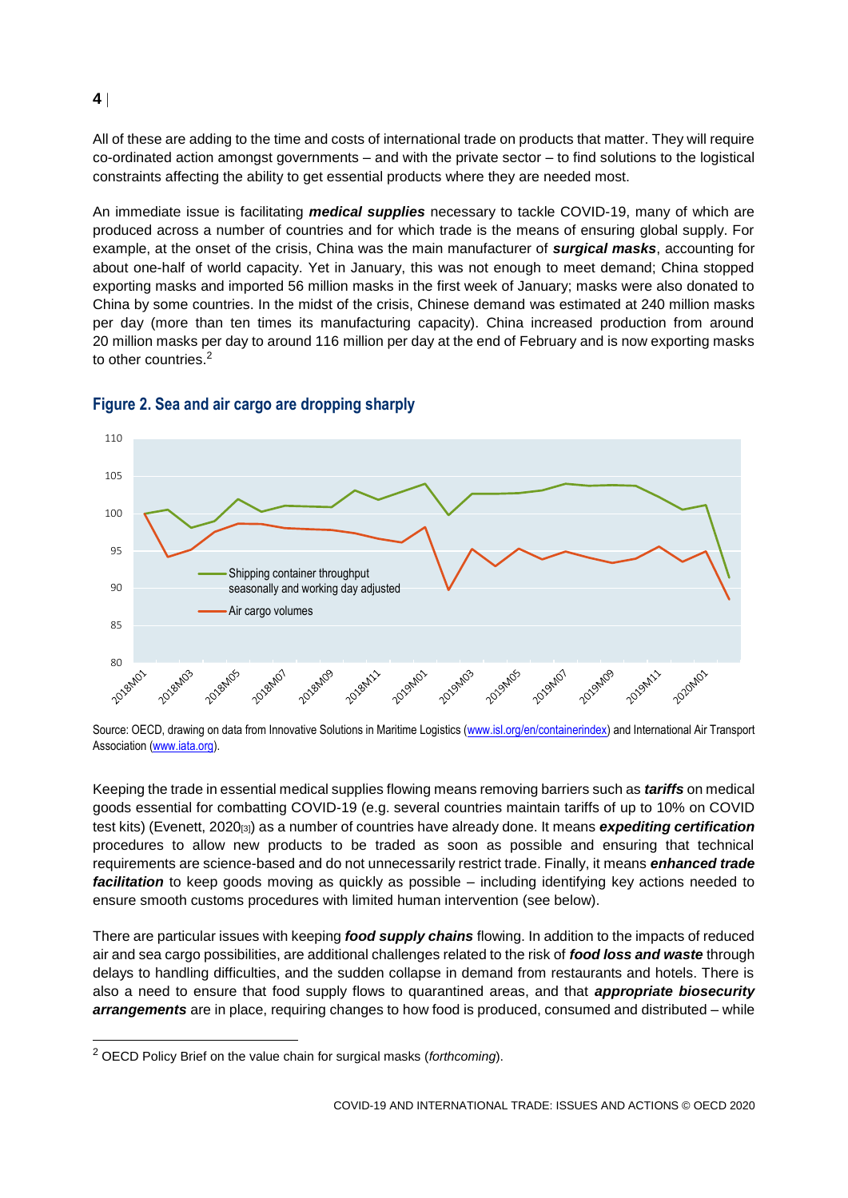All of these are adding to the time and costs of international trade on products that matter. They will require co-ordinated action amongst governments – and with the private sector – to find solutions to the logistical constraints affecting the ability to get essential products where they are needed most.

An immediate issue is facilitating ***medical supplies*** necessary to tackle COVID-19, many of which are produced across a number of countries and for which trade is the means of ensuring global supply. For example, at the onset of the crisis, China was the main manufacturer of ***surgical masks***, accounting for about one-half of world capacity. Yet in January, this was not enough to meet demand; China stopped exporting masks and imported 56 million masks in the first week of January; masks were also donated to China by some countries. In the midst of the crisis, Chinese demand was estimated at 240 million masks per day (more than ten times its manufacturing capacity). China increased production from around 20 million masks per day to around 116 million per day at the end of February and is now exporting masks to other countries.[2]

## Figure 2. Sea and air cargo are dropping sharply

Source: OECD, drawing on data from Innovative Solutions in Maritime Logistics (www.isl.org/en/containerindex) and International Air Transport Association (www.iata.org).

Keeping the trade in essential medical supplies flowing means removing barriers such as ***tariffs*** on medical goods essential for combatting COVID-19 (e.g. several countries maintain tariffs of up to 10% on COVID test kits) (Evenett, 2020[3]) as a number of countries have already done. It means ***expediting certification*** procedures to allow new products to be traded as soon as possible and ensuring that technical requirements are science-based and do not unnecessarily restrict trade. Finally, it means ***enhanced trade facilitation*** to keep goods moving as quickly as possible – including identifying key actions needed to ensure smooth customs procedures with limited human intervention (see below).

There are particular issues with keeping ***food supply chains*** flowing. In addition to the impacts of reduced air and sea cargo possibilities, are additional challenges related to the risk of ***food loss and waste*** through delays to handling difficulties, and the sudden collapse in demand from restaurants and hotels. There is also a need to ensure that food supply flows to quarantined areas, and that ***appropriate biosecurity arrangements*** are in place, requiring changes to how food is produced, consumed and distributed – while

[2] OECD Policy Brief on the value chain for surgical masks (*forthcoming*).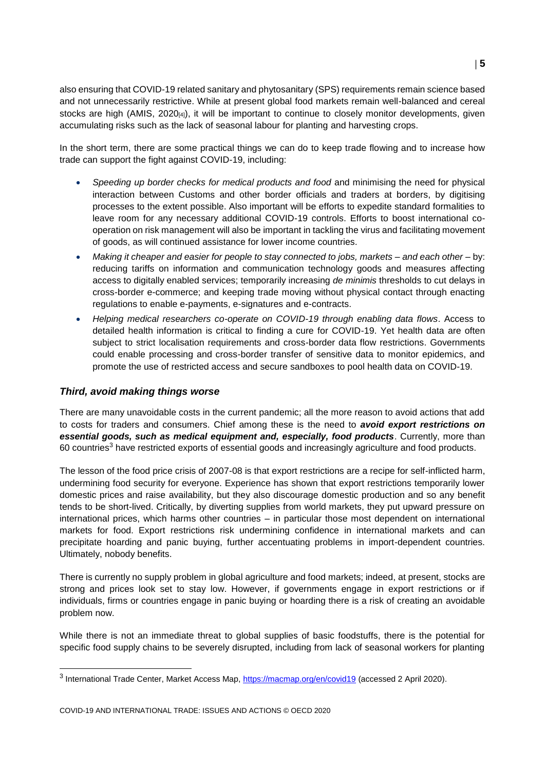also ensuring that COVID-19 related sanitary and phytosanitary (SPS) requirements remain science based and not unnecessarily restrictive. While at present global food markets remain well-balanced and cereal stocks are high (AMIS, 2020[4]), it will be important to continue to closely monitor developments, given accumulating risks such as the lack of seasonal labour for planting and harvesting crops.

In the short term, there are some practical things we can do to keep trade flowing and to increase how trade can support the fight against COVID-19, including:

- *Speeding up border checks for medical products and food* and minimising the need for physical interaction between Customs and other border officials and traders at borders, by digitising processes to the extent possible. Also important will be efforts to expedite standard formalities to leave room for any necessary additional COVID-19 controls. Efforts to boost international co-operation on risk management will also be important in tackling the virus and facilitating movement of goods, as will continued assistance for lower income countries.
- *Making it cheaper and easier for people to stay connected to jobs, markets – and each other* – by: reducing tariffs on information and communication technology goods and measures affecting access to digitally enabled services; temporarily increasing *de minimis* thresholds to cut delays in cross-border e-commerce; and keeping trade moving without physical contact through enacting regulations to enable e-payments, e-signatures and e-contracts.
- *Helping medical researchers co-operate on COVID-19 through enabling data flows*. Access to detailed health information is critical to finding a cure for COVID-19. Yet health data are often subject to strict localisation requirements and cross-border data flow restrictions. Governments could enable processing and cross-border transfer of sensitive data to monitor epidemics, and promote the use of restricted access and secure sandboxes to pool health data on COVID-19.

### *Third, avoid making things worse*

There are many unavoidable costs in the current pandemic; all the more reason to avoid actions that add to costs for traders and consumers. Chief among these is the need to ***avoid export restrictions on essential goods, such as medical equipment and, especially, food products***. Currently, more than 60 countries[3] have restricted exports of essential goods and increasingly agriculture and food products.

The lesson of the food price crisis of 2007-08 is that export restrictions are a recipe for self-inflicted harm, undermining food security for everyone. Experience has shown that export restrictions temporarily lower domestic prices and raise availability, but they also discourage domestic production and so any benefit tends to be short-lived. Critically, by diverting supplies from world markets, they put upward pressure on international prices, which harms other countries – in particular those most dependent on international markets for food. Export restrictions risk undermining confidence in international markets and can precipitate hoarding and panic buying, further accentuating problems in import-dependent countries. Ultimately, nobody benefits.

There is currently no supply problem in global agriculture and food markets; indeed, at present, stocks are strong and prices look set to stay low. However, if governments engage in export restrictions or if individuals, firms or countries engage in panic buying or hoarding there is a risk of creating an avoidable problem now.

While there is not an immediate threat to global supplies of basic foodstuffs, there is the potential for specific food supply chains to be severely disrupted, including from lack of seasonal workers for planting

[3] International Trade Center, Market Access Map, https://macmap.org/en/covid19 (accessed 2 April 2020).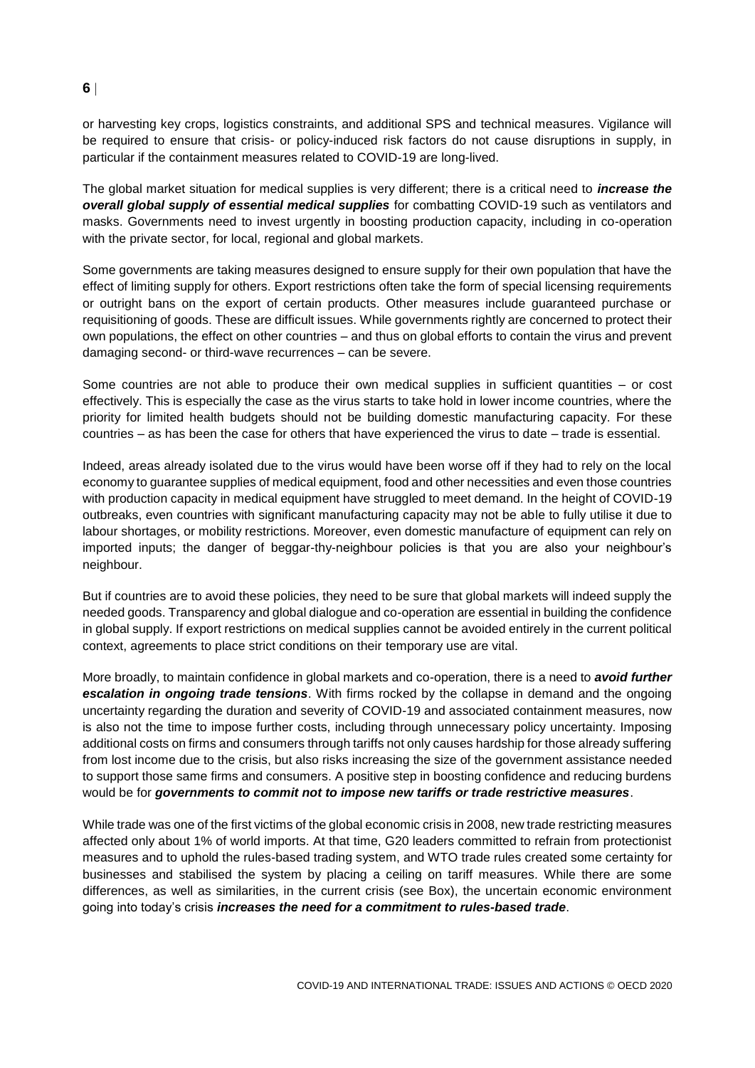or harvesting key crops, logistics constraints, and additional SPS and technical measures. Vigilance will be required to ensure that crisis- or policy-induced risk factors do not cause disruptions in supply, in particular if the containment measures related to COVID-19 are long-lived.

The global market situation for medical supplies is very different; there is a critical need to ***increase the overall global supply of essential medical supplies*** for combatting COVID-19 such as ventilators and masks. Governments need to invest urgently in boosting production capacity, including in co-operation with the private sector, for local, regional and global markets.

Some governments are taking measures designed to ensure supply for their own population that have the effect of limiting supply for others. Export restrictions often take the form of special licensing requirements or outright bans on the export of certain products. Other measures include guaranteed purchase or requisitioning of goods. These are difficult issues. While governments rightly are concerned to protect their own populations, the effect on other countries – and thus on global efforts to contain the virus and prevent damaging second- or third-wave recurrences – can be severe.

Some countries are not able to produce their own medical supplies in sufficient quantities – or cost effectively. This is especially the case as the virus starts to take hold in lower income countries, where the priority for limited health budgets should not be building domestic manufacturing capacity. For these countries – as has been the case for others that have experienced the virus to date – trade is essential.

Indeed, areas already isolated due to the virus would have been worse off if they had to rely on the local economy to guarantee supplies of medical equipment, food and other necessities and even those countries with production capacity in medical equipment have struggled to meet demand. In the height of COVID-19 outbreaks, even countries with significant manufacturing capacity may not be able to fully utilise it due to labour shortages, or mobility restrictions. Moreover, even domestic manufacture of equipment can rely on imported inputs; the danger of beggar-thy-neighbour policies is that you are also your neighbour's neighbour.

But if countries are to avoid these policies, they need to be sure that global markets will indeed supply the needed goods. Transparency and global dialogue and co-operation are essential in building the confidence in global supply. If export restrictions on medical supplies cannot be avoided entirely in the current political context, agreements to place strict conditions on their temporary use are vital.

More broadly, to maintain confidence in global markets and co-operation, there is a need to ***avoid further escalation in ongoing trade tensions***. With firms rocked by the collapse in demand and the ongoing uncertainty regarding the duration and severity of COVID-19 and associated containment measures, now is also not the time to impose further costs, including through unnecessary policy uncertainty. Imposing additional costs on firms and consumers through tariffs not only causes hardship for those already suffering from lost income due to the crisis, but also risks increasing the size of the government assistance needed to support those same firms and consumers. A positive step in boosting confidence and reducing burdens would be for ***governments to commit not to impose new tariffs or trade restrictive measures***.

While trade was one of the first victims of the global economic crisis in 2008, new trade restricting measures affected only about 1% of world imports. At that time, G20 leaders committed to refrain from protectionist measures and to uphold the rules-based trading system, and WTO trade rules created some certainty for businesses and stabilised the system by placing a ceiling on tariff measures. While there are some differences, as well as similarities, in the current crisis (see Box), the uncertain economic environment going into today's crisis ***increases the need for a commitment to rules-based trade***.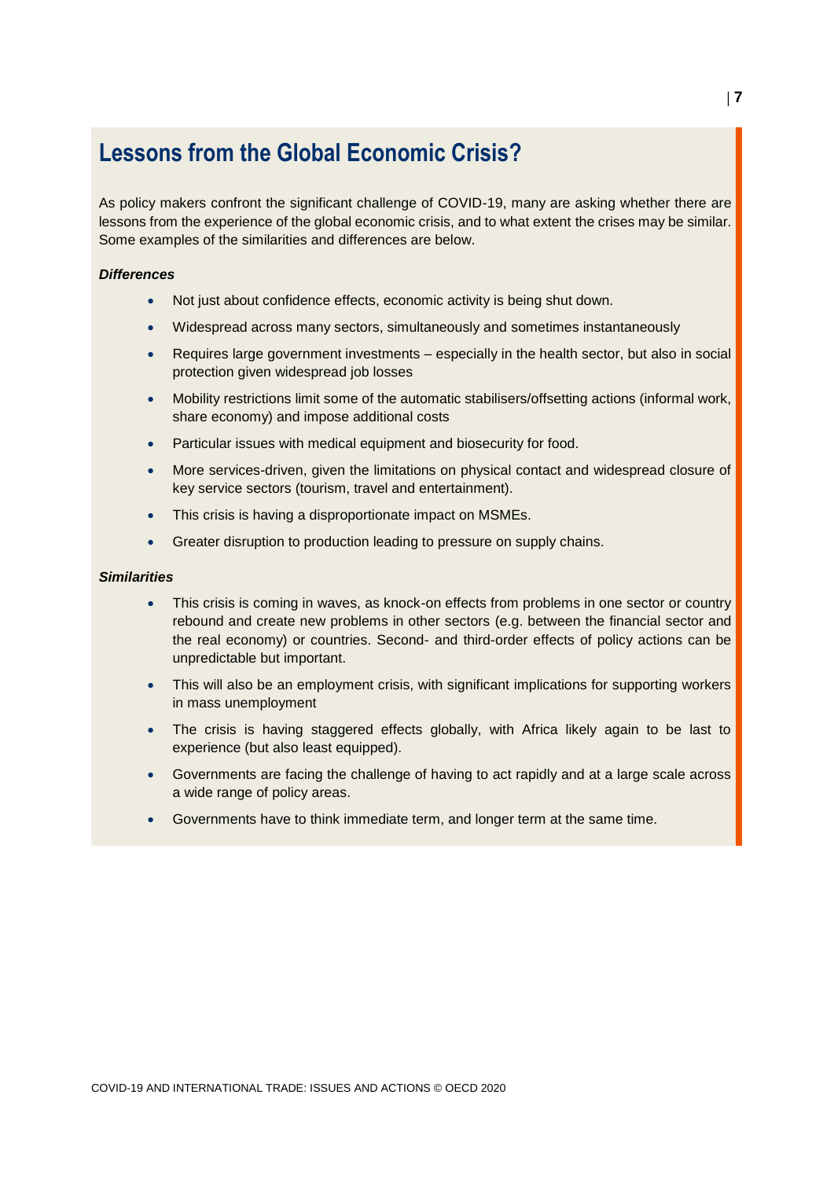## Lessons from the Global Economic Crisis?

As policy makers confront the significant challenge of COVID-19, many are asking whether there are lessons from the experience of the global economic crisis, and to what extent the crises may be similar. Some examples of the similarities and differences are below.

***Differences***

- Not just about confidence effects, economic activity is being shut down.
- Widespread across many sectors, simultaneously and sometimes instantaneously
- Requires large government investments – especially in the health sector, but also in social protection given widespread job losses
- Mobility restrictions limit some of the automatic stabilisers/offsetting actions (informal work, share economy) and impose additional costs
- Particular issues with medical equipment and biosecurity for food.
- More services-driven, given the limitations on physical contact and widespread closure of key service sectors (tourism, travel and entertainment).
- This crisis is having a disproportionate impact on MSMEs.
- Greater disruption to production leading to pressure on supply chains.

***Similarities***

- This crisis is coming in waves, as knock-on effects from problems in one sector or country rebound and create new problems in other sectors (e.g. between the financial sector and the real economy) or countries. Second- and third-order effects of policy actions can be unpredictable but important.
- This will also be an employment crisis, with significant implications for supporting workers in mass unemployment
- The crisis is having staggered effects globally, with Africa likely again to be last to experience (but also least equipped).
- Governments are facing the challenge of having to act rapidly and at a large scale across a wide range of policy areas.
- Governments have to think immediate term, and longer term at the same time.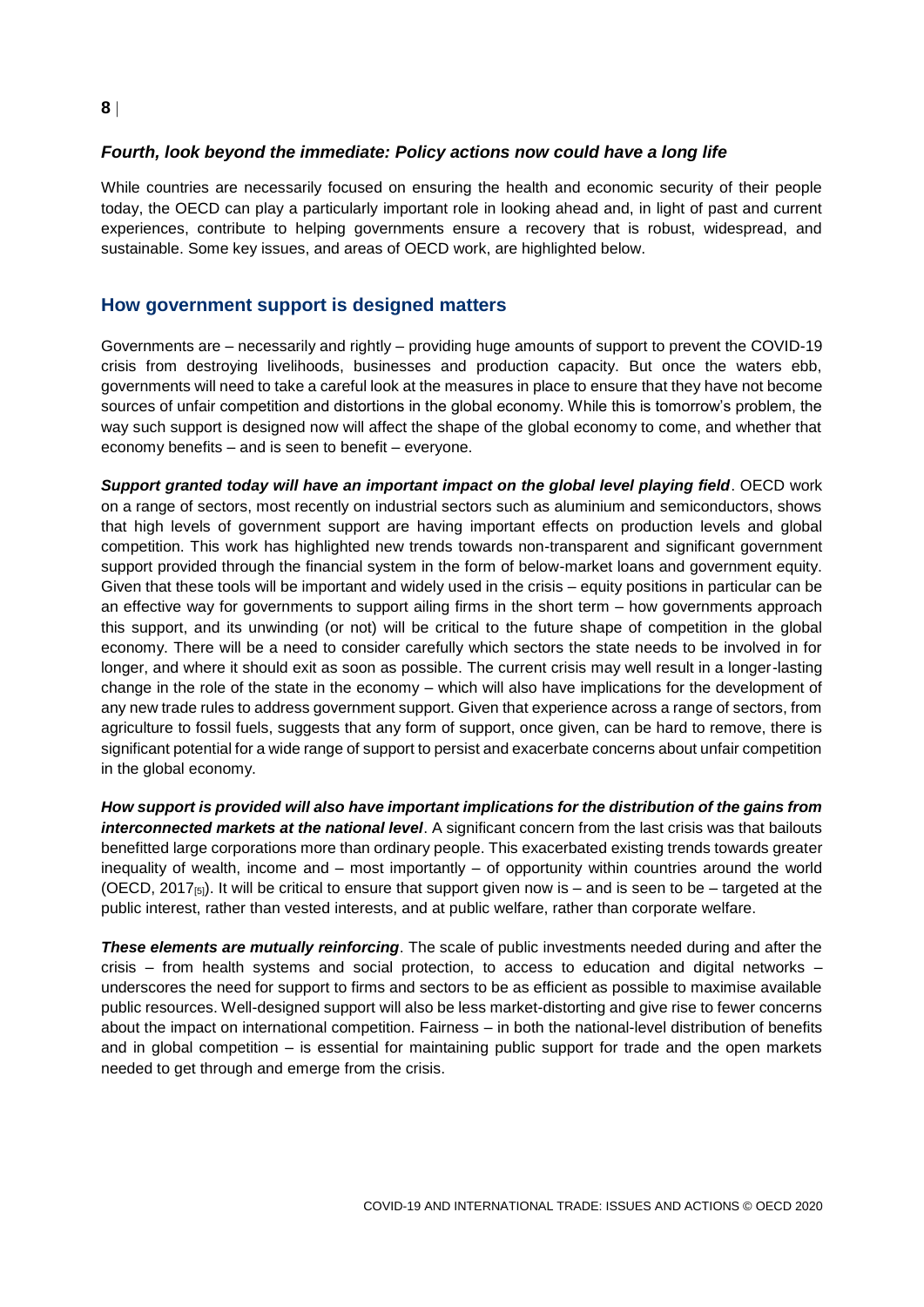### *Fourth, look beyond the immediate: Policy actions now could have a long life*

While countries are necessarily focused on ensuring the health and economic security of their people today, the OECD can play a particularly important role in looking ahead and, in light of past and current experiences, contribute to helping governments ensure a recovery that is robust, widespread, and sustainable. Some key issues, and areas of OECD work, are highlighted below.

## How government support is designed matters

Governments are – necessarily and rightly – providing huge amounts of support to prevent the COVID-19 crisis from destroying livelihoods, businesses and production capacity. But once the waters ebb, governments will need to take a careful look at the measures in place to ensure that they have not become sources of unfair competition and distortions in the global economy. While this is tomorrow's problem, the way such support is designed now will affect the shape of the global economy to come, and whether that economy benefits – and is seen to benefit – everyone.

***Support granted today will have an important impact on the global level playing field***. OECD work on a range of sectors, most recently on industrial sectors such as aluminium and semiconductors, shows that high levels of government support are having important effects on production levels and global competition. This work has highlighted new trends towards non-transparent and significant government support provided through the financial system in the form of below-market loans and government equity. Given that these tools will be important and widely used in the crisis – equity positions in particular can be an effective way for governments to support ailing firms in the short term – how governments approach this support, and its unwinding (or not) will be critical to the future shape of competition in the global economy. There will be a need to consider carefully which sectors the state needs to be involved in for longer, and where it should exit as soon as possible. The current crisis may well result in a longer-lasting change in the role of the state in the economy – which will also have implications for the development of any new trade rules to address government support. Given that experience across a range of sectors, from agriculture to fossil fuels, suggests that any form of support, once given, can be hard to remove, there is significant potential for a wide range of support to persist and exacerbate concerns about unfair competition in the global economy.

***How support is provided will also have important implications for the distribution of the gains from interconnected markets at the national level***. A significant concern from the last crisis was that bailouts benefitted large corporations more than ordinary people. This exacerbated existing trends towards greater inequality of wealth, income and – most importantly – of opportunity within countries around the world (OECD, 2017[5]). It will be critical to ensure that support given now is – and is seen to be – targeted at the public interest, rather than vested interests, and at public welfare, rather than corporate welfare.

***These elements are mutually reinforcing***. The scale of public investments needed during and after the crisis – from health systems and social protection, to access to education and digital networks – underscores the need for support to firms and sectors to be as efficient as possible to maximise available public resources. Well-designed support will also be less market-distorting and give rise to fewer concerns about the impact on international competition. Fairness – in both the national-level distribution of benefits and in global competition – is essential for maintaining public support for trade and the open markets needed to get through and emerge from the crisis.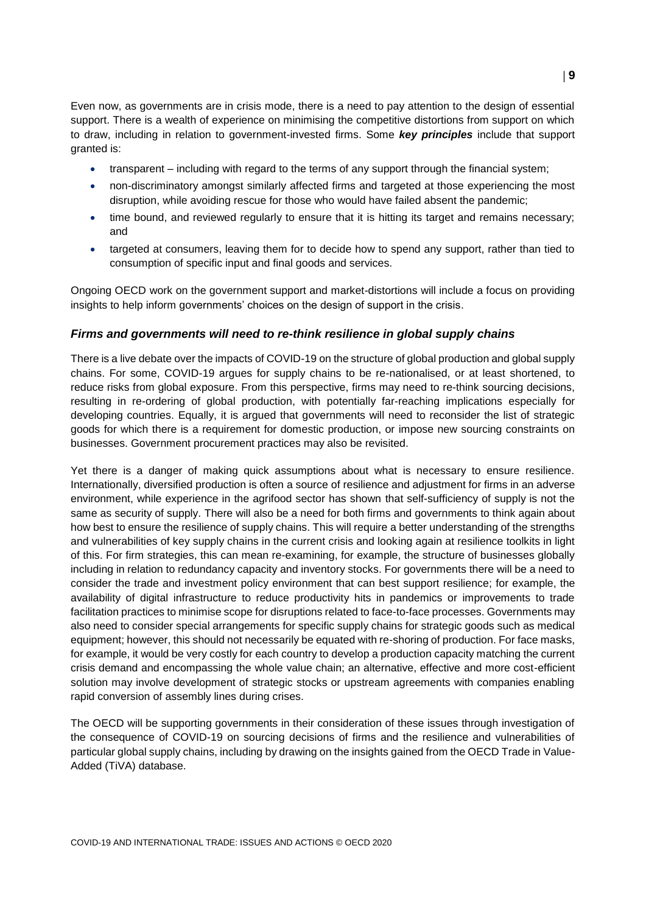Even now, as governments are in crisis mode, there is a need to pay attention to the design of essential support. There is a wealth of experience on minimising the competitive distortions from support on which to draw, including in relation to government-invested firms. Some ***key principles*** include that support granted is:

- transparent – including with regard to the terms of any support through the financial system;
- non-discriminatory amongst similarly affected firms and targeted at those experiencing the most disruption, while avoiding rescue for those who would have failed absent the pandemic;
- time bound, and reviewed regularly to ensure that it is hitting its target and remains necessary; and
- targeted at consumers, leaving them for to decide how to spend any support, rather than tied to consumption of specific input and final goods and services.

Ongoing OECD work on the government support and market-distortions will include a focus on providing insights to help inform governments' choices on the design of support in the crisis.

### *Firms and governments will need to re-think resilience in global supply chains*

There is a live debate over the impacts of COVID-19 on the structure of global production and global supply chains. For some, COVID-19 argues for supply chains to be re-nationalised, or at least shortened, to reduce risks from global exposure. From this perspective, firms may need to re-think sourcing decisions, resulting in re-ordering of global production, with potentially far-reaching implications especially for developing countries. Equally, it is argued that governments will need to reconsider the list of strategic goods for which there is a requirement for domestic production, or impose new sourcing constraints on businesses. Government procurement practices may also be revisited.

Yet there is a danger of making quick assumptions about what is necessary to ensure resilience. Internationally, diversified production is often a source of resilience and adjustment for firms in an adverse environment, while experience in the agrifood sector has shown that self-sufficiency of supply is not the same as security of supply. There will also be a need for both firms and governments to think again about how best to ensure the resilience of supply chains. This will require a better understanding of the strengths and vulnerabilities of key supply chains in the current crisis and looking again at resilience toolkits in light of this. For firm strategies, this can mean re-examining, for example, the structure of businesses globally including in relation to redundancy capacity and inventory stocks. For governments there will be a need to consider the trade and investment policy environment that can best support resilience; for example, the availability of digital infrastructure to reduce productivity hits in pandemics or improvements to trade facilitation practices to minimise scope for disruptions related to face-to-face processes. Governments may also need to consider special arrangements for specific supply chains for strategic goods such as medical equipment; however, this should not necessarily be equated with re-shoring of production. For face masks, for example, it would be very costly for each country to develop a production capacity matching the current crisis demand and encompassing the whole value chain; an alternative, effective and more cost-efficient solution may involve development of strategic stocks or upstream agreements with companies enabling rapid conversion of assembly lines during crises.

The OECD will be supporting governments in their consideration of these issues through investigation of the consequence of COVID-19 on sourcing decisions of firms and the resilience and vulnerabilities of particular global supply chains, including by drawing on the insights gained from the OECD Trade in Value-Added (TiVA) database.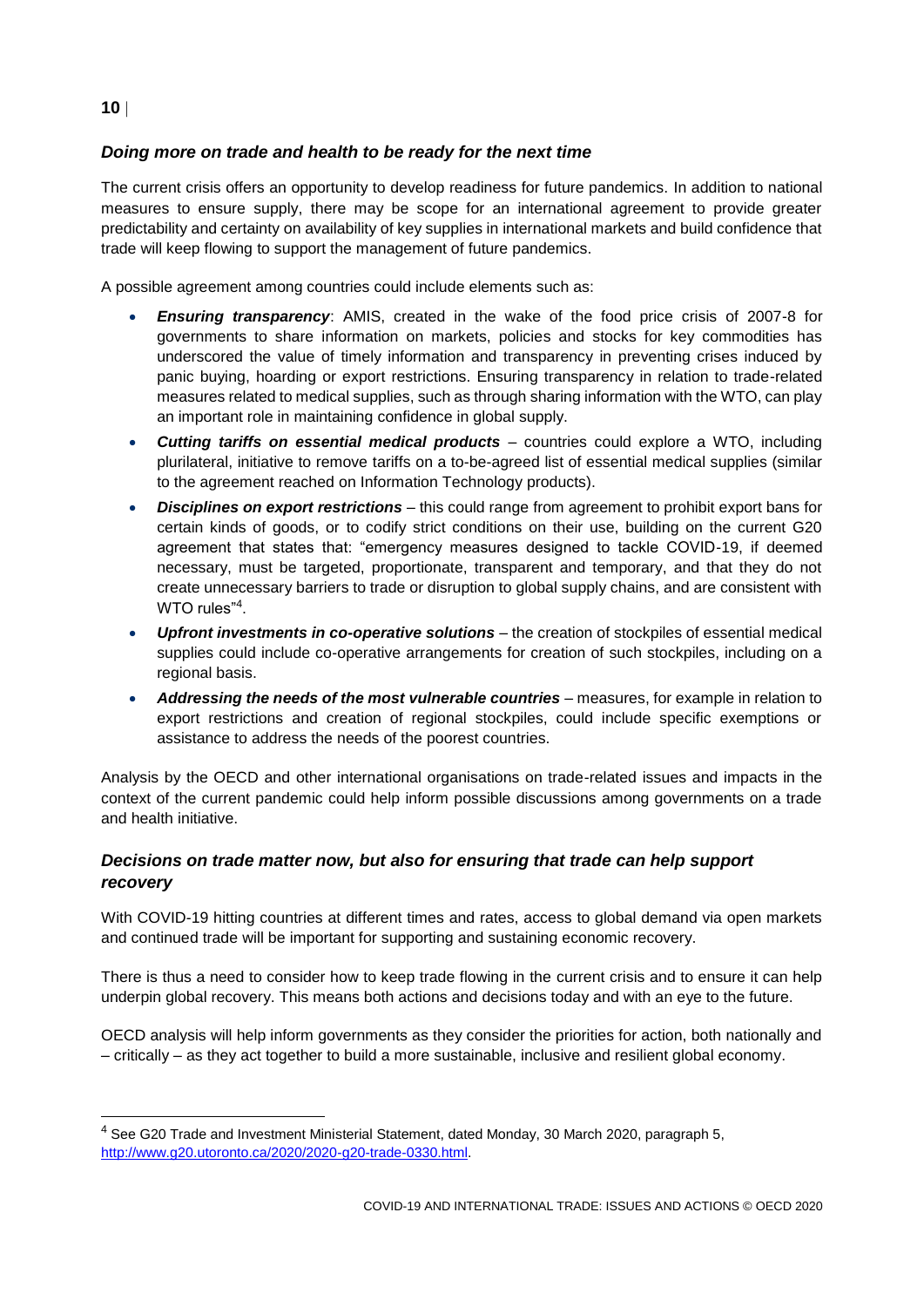## *Doing more on trade and health to be ready for the next time*

The current crisis offers an opportunity to develop readiness for future pandemics. In addition to national measures to ensure supply, there may be scope for an international agreement to provide greater predictability and certainty on availability of key supplies in international markets and build confidence that trade will keep flowing to support the management of future pandemics.

A possible agreement among countries could include elements such as:

- ***Ensuring transparency***: AMIS, created in the wake of the food price crisis of 2007-8 for governments to share information on markets, policies and stocks for key commodities has underscored the value of timely information and transparency in preventing crises induced by panic buying, hoarding or export restrictions. Ensuring transparency in relation to trade-related measures related to medical supplies, such as through sharing information with the WTO, can play an important role in maintaining confidence in global supply.
- ***Cutting tariffs on essential medical products*** – countries could explore a WTO, including plurilateral, initiative to remove tariffs on a to-be-agreed list of essential medical supplies (similar to the agreement reached on Information Technology products).
- ***Disciplines on export restrictions*** – this could range from agreement to prohibit export bans for certain kinds of goods, or to codify strict conditions on their use, building on the current G20 agreement that states that: "emergency measures designed to tackle COVID-19, if deemed necessary, must be targeted, proportionate, transparent and temporary, and that they do not create unnecessary barriers to trade or disruption to global supply chains, and are consistent with WTO rules"[4].
- ***Upfront investments in co-operative solutions*** – the creation of stockpiles of essential medical supplies could include co-operative arrangements for creation of such stockpiles, including on a regional basis.
- ***Addressing the needs of the most vulnerable countries*** – measures, for example in relation to export restrictions and creation of regional stockpiles, could include specific exemptions or assistance to address the needs of the poorest countries.

Analysis by the OECD and other international organisations on trade-related issues and impacts in the context of the current pandemic could help inform possible discussions among governments on a trade and health initiative.

## *Decisions on trade matter now, but also for ensuring that trade can help support recovery*

With COVID-19 hitting countries at different times and rates, access to global demand via open markets and continued trade will be important for supporting and sustaining economic recovery.

There is thus a need to consider how to keep trade flowing in the current crisis and to ensure it can help underpin global recovery. This means both actions and decisions today and with an eye to the future.

OECD analysis will help inform governments as they consider the priorities for action, both nationally and – critically – as they act together to build a more sustainable, inclusive and resilient global economy.

---

[4] See G20 Trade and Investment Ministerial Statement, dated Monday, 30 March 2020, paragraph 5, http://www.g20.utoronto.ca/2020/2020-g20-trade-0330.html.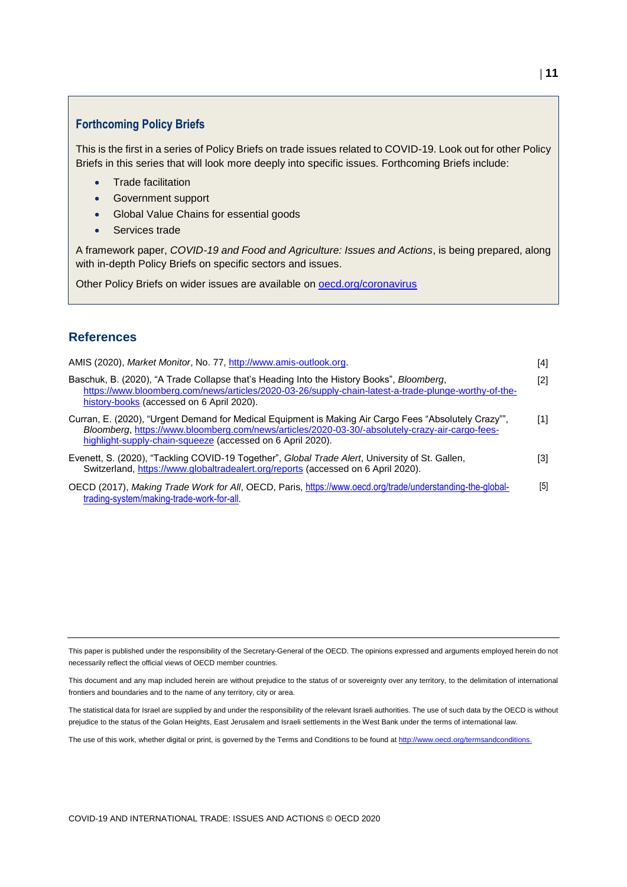### Forthcoming Policy Briefs

This is the first in a series of Policy Briefs on trade issues related to COVID-19. Look out for other Policy Briefs in this series that will look more deeply into specific issues. Forthcoming Briefs include:

- Trade facilitation
- Government support
- Global Value Chains for essential goods
- Services trade

A framework paper, *COVID-19 and Food and Agriculture: Issues and Actions*, is being prepared, along with in-depth Policy Briefs on specific sectors and issues.

Other Policy Briefs on wider issues are available on oecd.org/coronavirus

## References

AMIS (2020), *Market Monitor*, No. 77, http://www.amis-outlook.org. [4]

Baschuk, B. (2020), "A Trade Collapse that's Heading Into the History Books", *Bloomberg*, https://www.bloomberg.com/news/articles/2020-03-26/supply-chain-latest-a-trade-plunge-worthy-of-the-history-books (accessed on 6 April 2020). [2]

Curran, E. (2020), "Urgent Demand for Medical Equipment is Making Air Cargo Fees "Absolutely Crazy"", *Bloomberg*, https://www.bloomberg.com/news/articles/2020-03-30/-absolutely-crazy-air-cargo-fees-highlight-supply-chain-squeeze (accessed on 6 April 2020). [1]

Evenett, S. (2020), "Tackling COVID-19 Together", *Global Trade Alert*, University of St. Gallen, Switzerland, https://www.globaltradealert.org/reports (accessed on 6 April 2020). [3]

OECD (2017), *Making Trade Work for All*, OECD, Paris, https://www.oecd.org/trade/understanding-the-global-trading-system/making-trade-work-for-all. [5]

---

This paper is published under the responsibility of the Secretary-General of the OECD. The opinions expressed and arguments employed herein do not necessarily reflect the official views of OECD member countries.

This document and any map included herein are without prejudice to the status of or sovereignty over any territory, to the delimitation of international frontiers and boundaries and to the name of any territory, city or area.

The statistical data for Israel are supplied by and under the responsibility of the relevant Israeli authorities. The use of such data by the OECD is without prejudice to the status of the Golan Heights, East Jerusalem and Israeli settlements in the West Bank under the terms of international law.

The use of this work, whether digital or print, is governed by the Terms and Conditions to be found at http://www.oecd.org/termsandconditions.